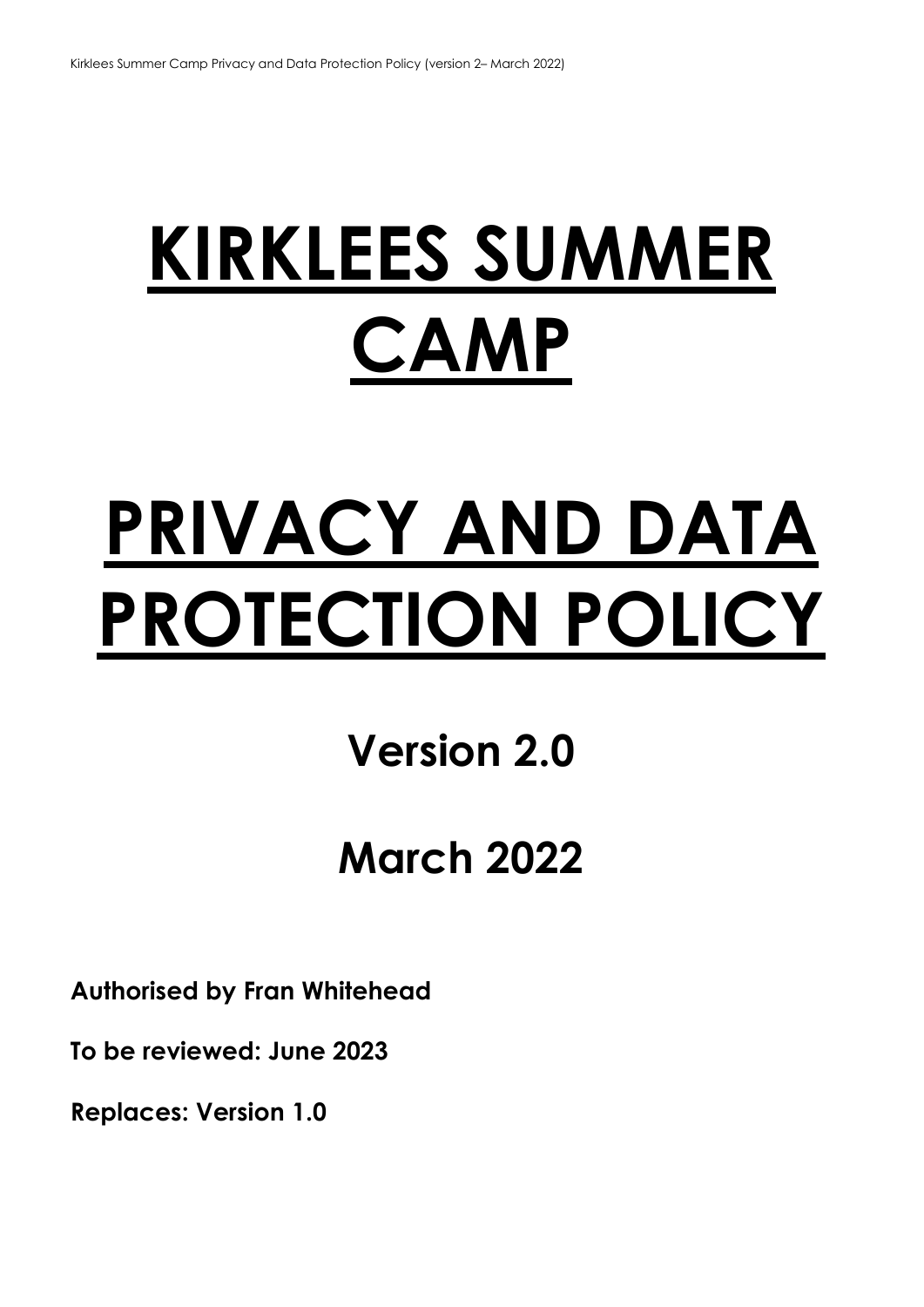# KIRKLEES SUMMER CAMP

# PRIVACY AND DATA PROTECTION POLICY

## Version 2.0

## March 2022

**Authorised by Fran Whitehead**

**To be reviewed: June 2023**

**Replaces: Version 1.0**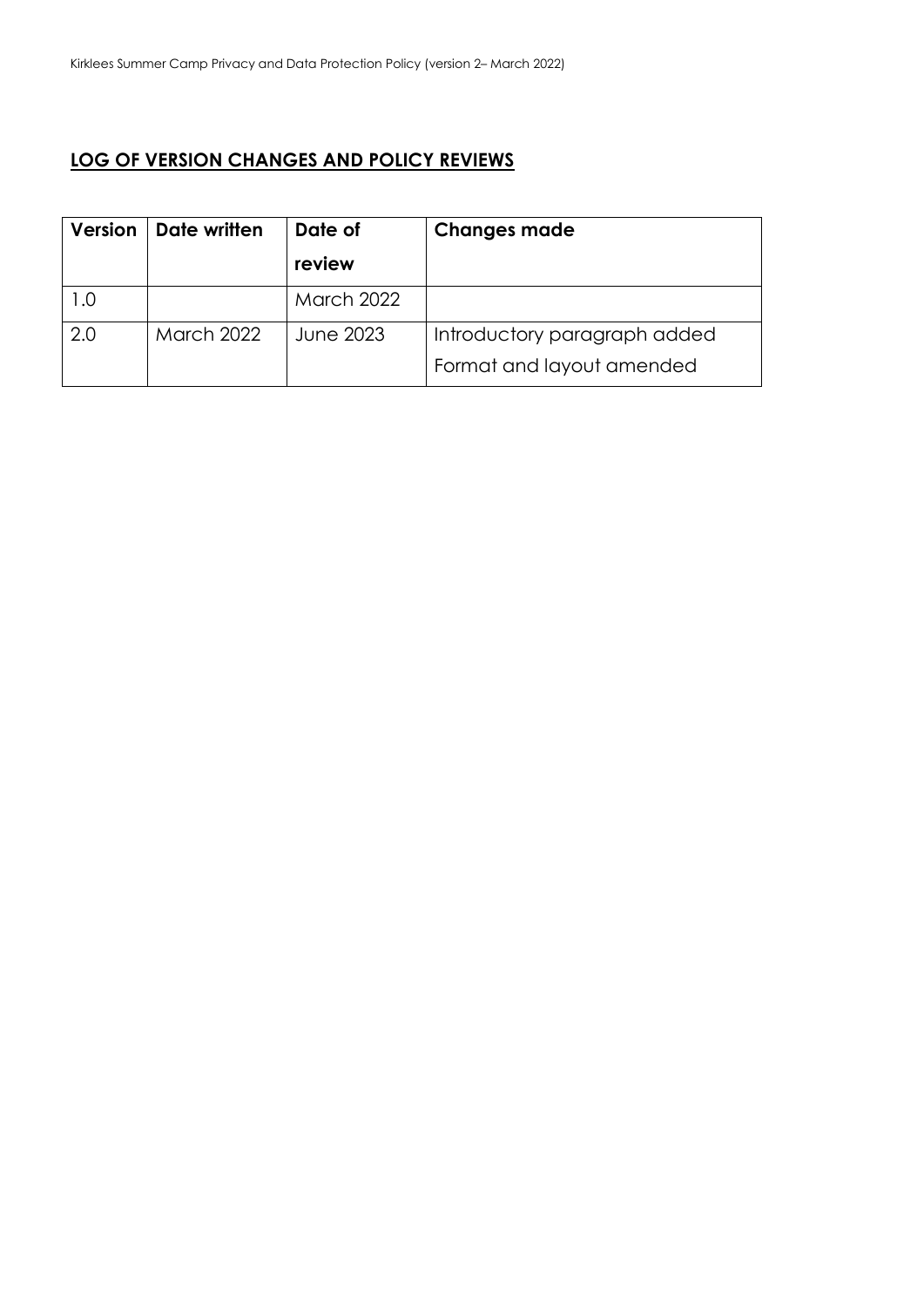## LOG OF VERSION CHANGES AND POLICY REVIEWS

| Version | Date written | Date of review | Changes made |
|---|---|---|---|
| 1.0 | | March 2022 | |
| 2.0 | March 2022 | June 2023 | Introductory paragraph added<br>Format and layout amended |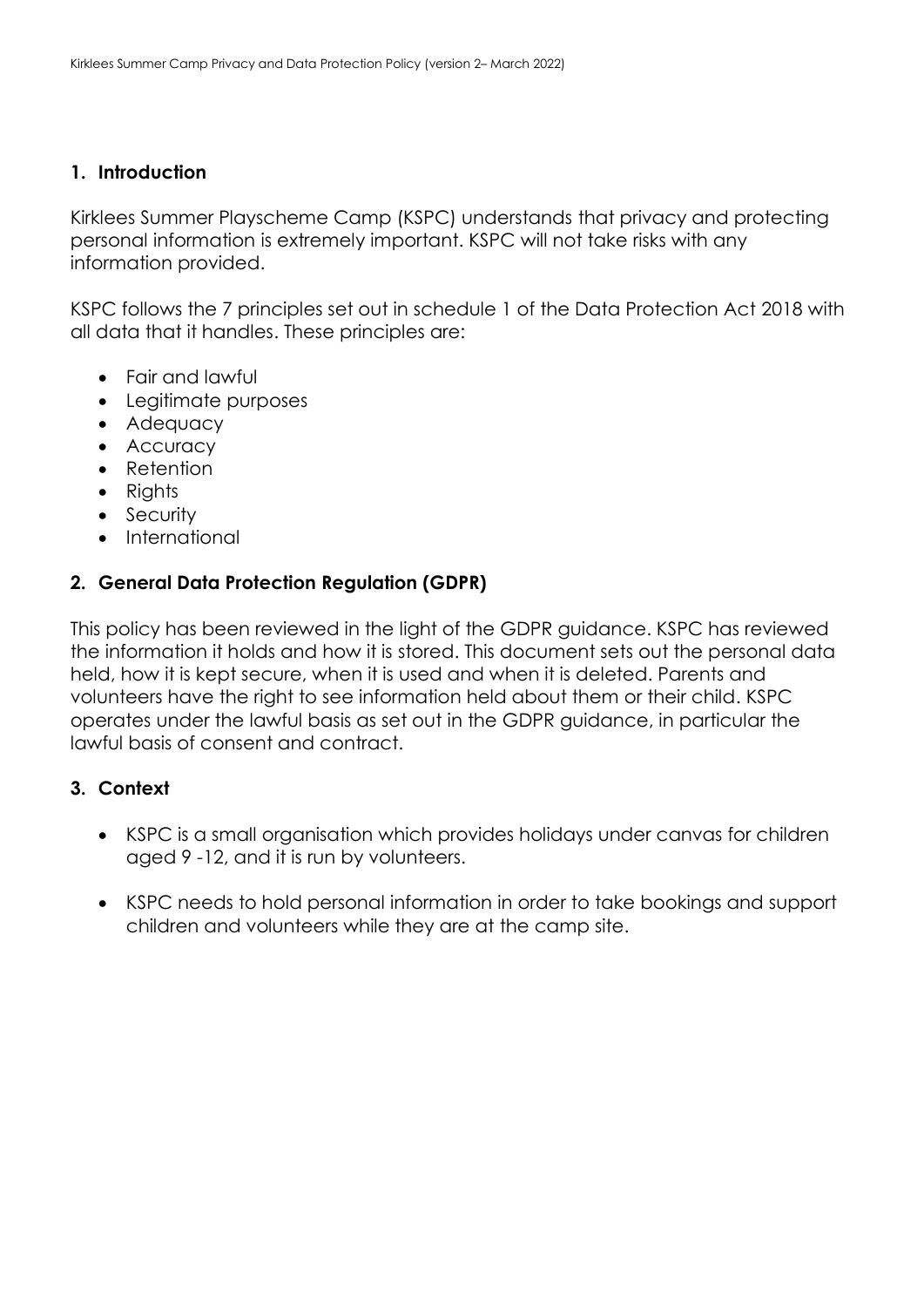## 1. Introduction

Kirklees Summer Playscheme Camp (KSPC) understands that privacy and protecting personal information is extremely important. KSPC will not take risks with any information provided.

KSPC follows the 7 principles set out in schedule 1 of the Data Protection Act 2018 with all data that it handles. These principles are:

- Fair and lawful
- Legitimate purposes
- Adequacy
- Accuracy
- Retention
- Rights
- Security
- International

## 2. General Data Protection Regulation (GDPR)

This policy has been reviewed in the light of the GDPR guidance. KSPC has reviewed the information it holds and how it is stored. This document sets out the personal data held, how it is kept secure, when it is used and when it is deleted. Parents and volunteers have the right to see information held about them or their child. KSPC operates under the lawful basis as set out in the GDPR guidance, in particular the lawful basis of consent and contract.

## 3. Context

- KSPC is a small organisation which provides holidays under canvas for children aged 9 -12, and it is run by volunteers.
- KSPC needs to hold personal information in order to take bookings and support children and volunteers while they are at the camp site.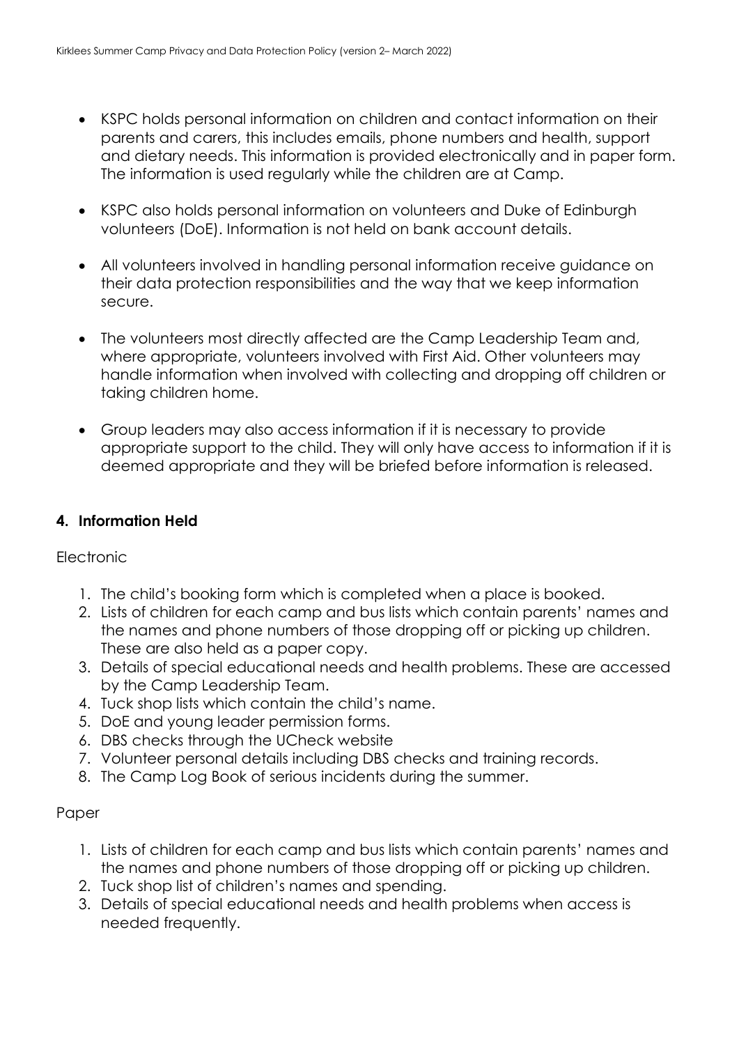- KSPC holds personal information on children and contact information on their parents and carers, this includes emails, phone numbers and health, support and dietary needs. This information is provided electronically and in paper form. The information is used regularly while the children are at Camp.

- KSPC also holds personal information on volunteers and Duke of Edinburgh volunteers (DoE). Information is not held on bank account details.

- All volunteers involved in handling personal information receive guidance on their data protection responsibilities and the way that we keep information secure.

- The volunteers most directly affected are the Camp Leadership Team and, where appropriate, volunteers involved with First Aid. Other volunteers may handle information when involved with collecting and dropping off children or taking children home.

- Group leaders may also access information if it is necessary to provide appropriate support to the child. They will only have access to information if it is deemed appropriate and they will be briefed before information is released.

## 4. Information Held

Electronic

1. The child's booking form which is completed when a place is booked.
2. Lists of children for each camp and bus lists which contain parents' names and the names and phone numbers of those dropping off or picking up children. These are also held as a paper copy.
3. Details of special educational needs and health problems. These are accessed by the Camp Leadership Team.
4. Tuck shop lists which contain the child's name.
5. DoE and young leader permission forms.
6. DBS checks through the UCheck website
7. Volunteer personal details including DBS checks and training records.
8. The Camp Log Book of serious incidents during the summer.

Paper

1. Lists of children for each camp and bus lists which contain parents' names and the names and phone numbers of those dropping off or picking up children.
2. Tuck shop list of children's names and spending.
3. Details of special educational needs and health problems when access is needed frequently.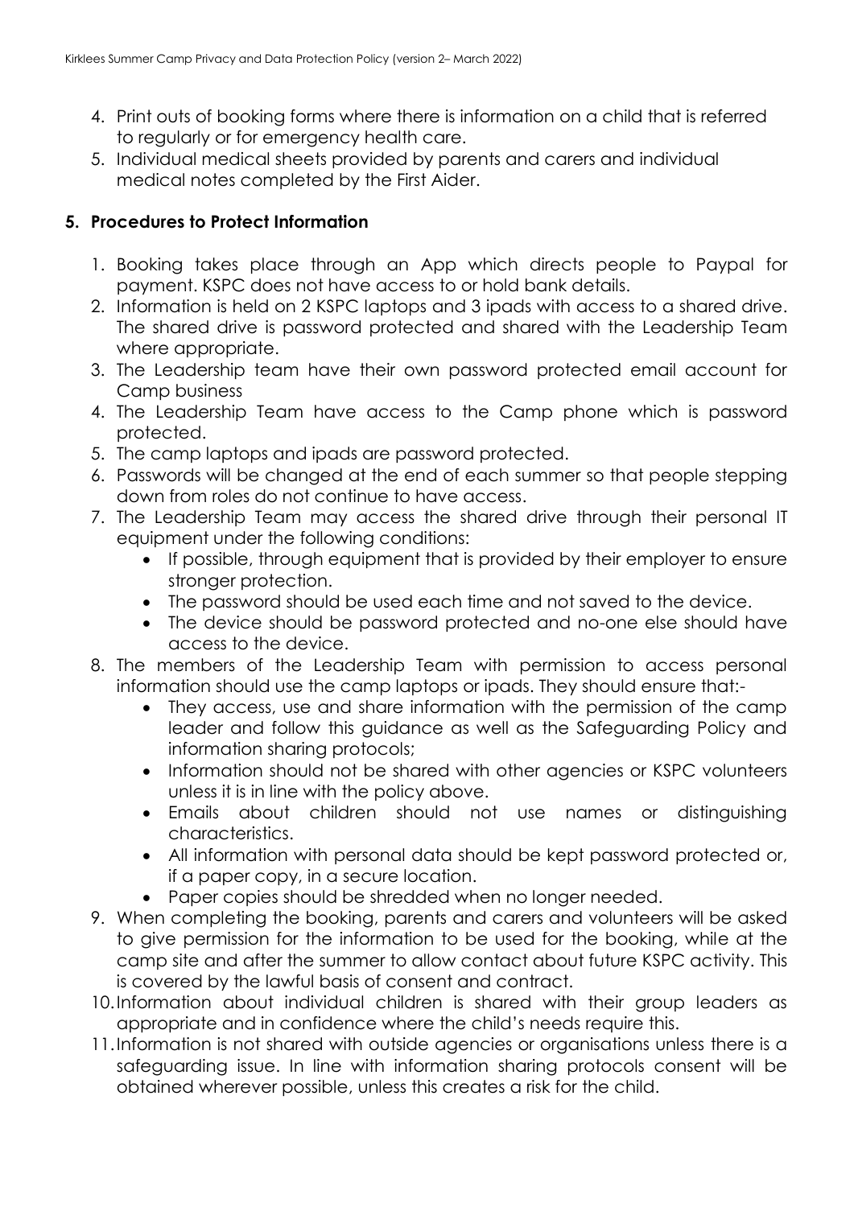4. Print outs of booking forms where there is information on a child that is referred to regularly or for emergency health care.
5. Individual medical sheets provided by parents and carers and individual medical notes completed by the First Aider.

## 5. Procedures to Protect Information

1. Booking takes place through an App which directs people to Paypal for payment. KSPC does not have access to or hold bank details.
2. Information is held on 2 KSPC laptops and 3 ipads with access to a shared drive. The shared drive is password protected and shared with the Leadership Team where appropriate.
3. The Leadership team have their own password protected email account for Camp business
4. The Leadership Team have access to the Camp phone which is password protected.
5. The camp laptops and ipads are password protected.
6. Passwords will be changed at the end of each summer so that people stepping down from roles do not continue to have access.
7. The Leadership Team may access the shared drive through their personal IT equipment under the following conditions:
   - If possible, through equipment that is provided by their employer to ensure stronger protection.
   - The password should be used each time and not saved to the device.
   - The device should be password protected and no-one else should have access to the device.
8. The members of the Leadership Team with permission to access personal information should use the camp laptops or ipads. They should ensure that:-
   - They access, use and share information with the permission of the camp leader and follow this guidance as well as the Safeguarding Policy and information sharing protocols;
   - Information should not be shared with other agencies or KSPC volunteers unless it is in line with the policy above.
   - Emails about children should not use names or distinguishing characteristics.
   - All information with personal data should be kept password protected or, if a paper copy, in a secure location.
   - Paper copies should be shredded when no longer needed.
9. When completing the booking, parents and carers and volunteers will be asked to give permission for the information to be used for the booking, while at the camp site and after the summer to allow contact about future KSPC activity. This is covered by the lawful basis of consent and contract.
10. Information about individual children is shared with their group leaders as appropriate and in confidence where the child's needs require this.
11. Information is not shared with outside agencies or organisations unless there is a safeguarding issue. In line with information sharing protocols consent will be obtained wherever possible, unless this creates a risk for the child.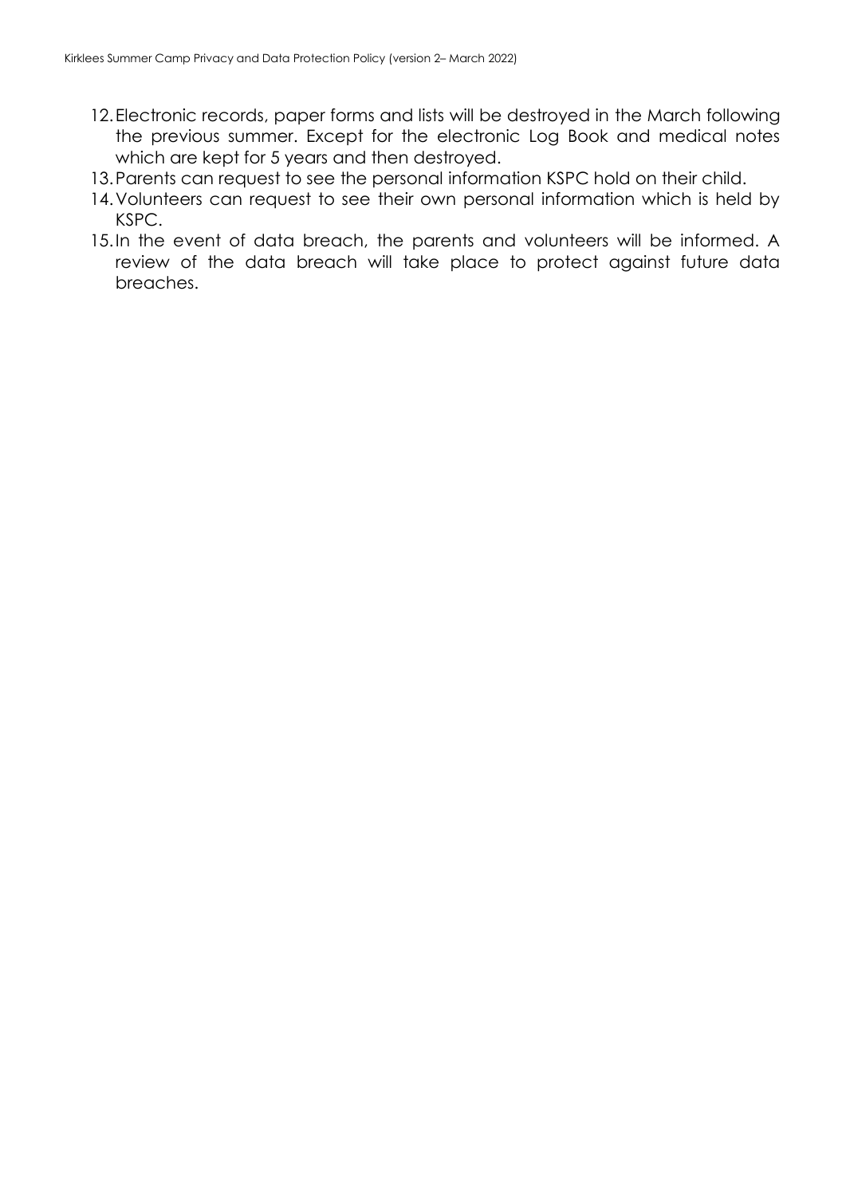12. Electronic records, paper forms and lists will be destroyed in the March following the previous summer. Except for the electronic Log Book and medical notes which are kept for 5 years and then destroyed.
13. Parents can request to see the personal information KSPC hold on their child.
14. Volunteers can request to see their own personal information which is held by KSPC.
15. In the event of data breach, the parents and volunteers will be informed. A review of the data breach will take place to protect against future data breaches.